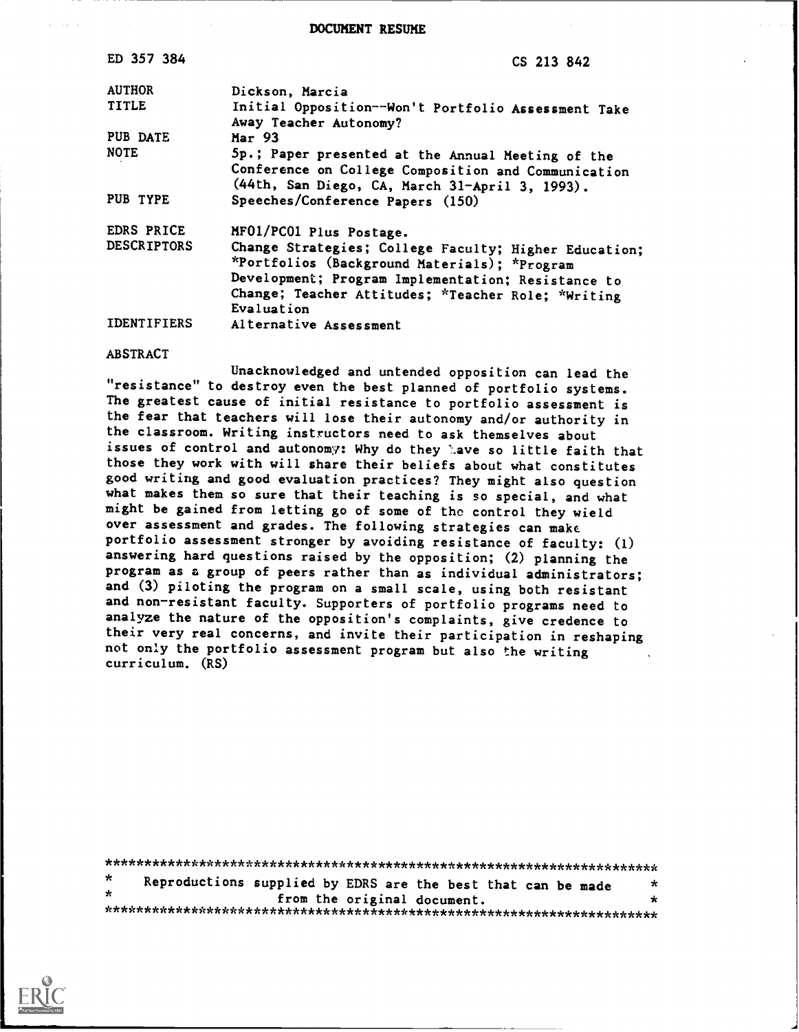# DOCUMENT RESUME

ED 357 384 CS 213 842

| | |
|---|---|
| AUTHOR | Dickson, Marcia |
| TITLE | Initial Opposition--Won't Portfolio Assessment Take Away Teacher Autonomy? |
| PUB DATE | Mar 93 |
| NOTE | 5p.; Paper presented at the Annual Meeting of the Conference on College Composition and Communication (44th, San Diego, CA, March 31-April 3, 1993). |
| PUB TYPE | Speeches/Conference Papers (150) |
| EDRS PRICE | MF01/PC01 Plus Postage. |
| DESCRIPTORS | Change Strategies; College Faculty; Higher Education; *Portfolios (Background Materials); *Program Development; Program Implementation; Resistance to Change; Teacher Attitudes; *Teacher Role; *Writing Evaluation |
| IDENTIFIERS | Alternative Assessment |

ABSTRACT

Unacknowledged and untended opposition can lead the "resistance" to destroy even the best planned of portfolio systems. The greatest cause of initial resistance to portfolio assessment is the fear that teachers will lose their autonomy and/or authority in the classroom. Writing instructors need to ask themselves about issues of control and autonomy: Why do they have so little faith that those they work with will share their beliefs about what constitutes good writing and good evaluation practices? They might also question what makes them so sure that their teaching is so special, and what might be gained from letting go of some of the control they wield over assessment and grades. The following strategies can make portfolio assessment stronger by avoiding resistance of faculty: (1) answering hard questions raised by the opposition; (2) planning the program as a group of peers rather than as individual administrators; and (3) piloting the program on a small scale, using both resistant and non-resistant faculty. Supporters of portfolio programs need to analyze the nature of the opposition's complaints, give credence to their very real concerns, and invite their participation in reshaping not only the portfolio assessment program but also the writing curriculum. (RS)

***********************************************************************
* Reproductions supplied by EDRS are the best that can be made *
* from the original document. *
***********************************************************************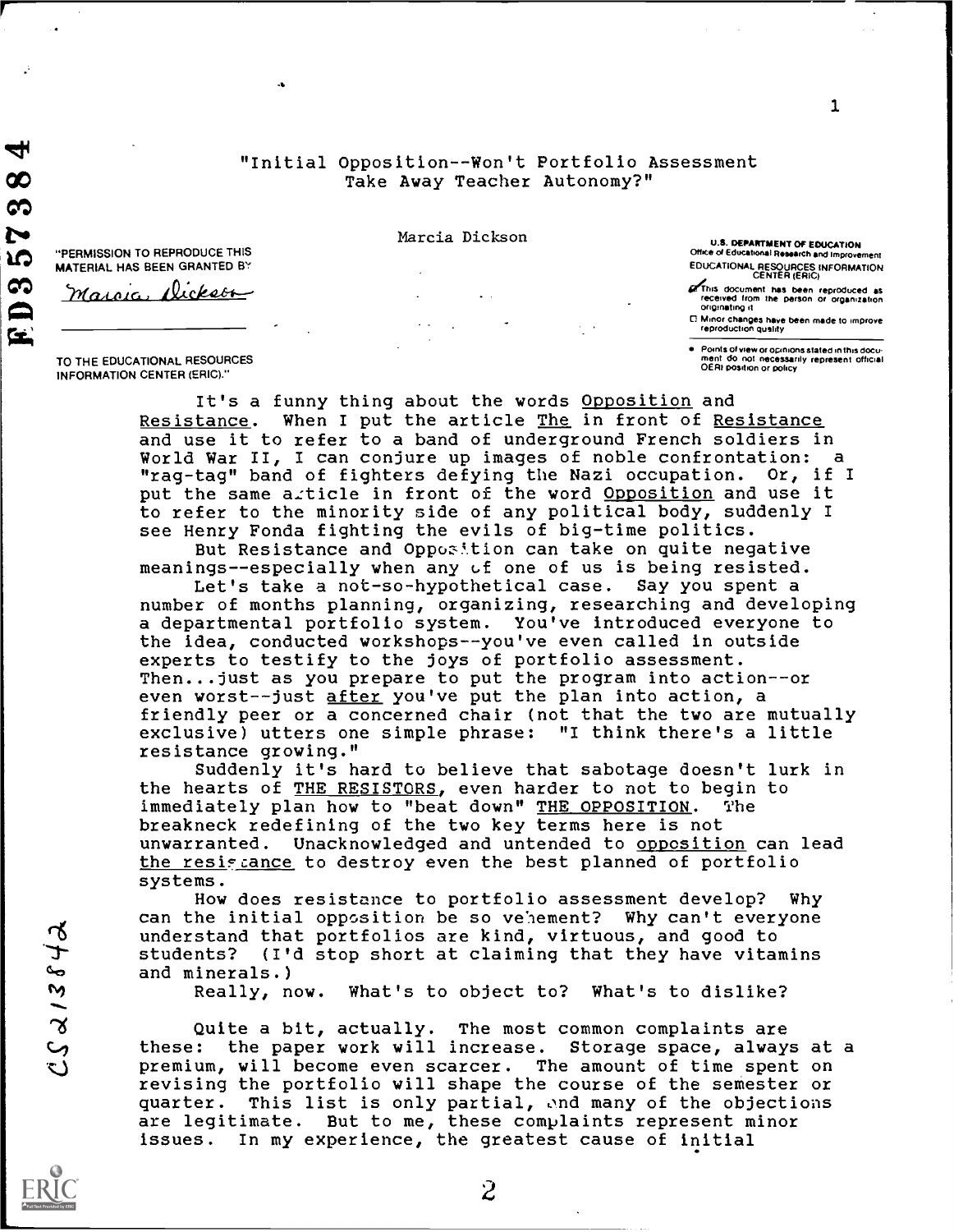# "Initial Opposition--Won't Portfolio Assessment Take Away Teacher Autonomy?"

Marcia Dickson

"PERMISSION TO REPRODUCE THIS MATERIAL HAS BEEN GRANTED BY Marcia Dickson TO THE EDUCATIONAL RESOURCES INFORMATION CENTER (ERIC)."

U.S. DEPARTMENT OF EDUCATION
Office of Educational Research and Improvement
EDUCATIONAL RESOURCES INFORMATION CENTER (ERIC)

- This document has been reproduced as received from the person or organization originating it
- Minor changes have been made to improve reproduction quality
- Points of view or opinions stated in this document do not necessarily represent official OERI position or policy

It's a funny thing about the words Opposition and Resistance. When I put the article The in front of Resistance and use it to refer to a band of underground French soldiers in World War II, I can conjure up images of noble confrontation: a "rag-tag" band of fighters defying the Nazi occupation. Or, if I put the same article in front of the word Opposition and use it to refer to the minority side of any political body, suddenly I see Henry Fonda fighting the evils of big-time politics.

But Resistance and Opposition can take on quite negative meanings--especially when any of one of us is being resisted.

Let's take a not-so-hypothetical case. Say you spent a number of months planning, organizing, researching and developing a departmental portfolio system. You've introduced everyone to the idea, conducted workshops--you've even called in outside experts to testify to the joys of portfolio assessment. Then...just as you prepare to put the program into action--or even worst--just after you've put the plan into action, a friendly peer or a concerned chair (not that the two are mutually exclusive) utters one simple phrase: "I think there's a little resistance growing."

Suddenly it's hard to believe that sabotage doesn't lurk in the hearts of THE RESISTORS, even harder to not to begin to immediately plan how to "beat down" THE OPPOSITION. The breakneck redefining of the two key terms here is not unwarranted. Unacknowledged and untended to opposition can lead the resistance to destroy even the best planned of portfolio systems.

How does resistance to portfolio assessment develop? Why can the initial opposition be so vehement? Why can't everyone understand that portfolios are kind, virtuous, and good to students? (I'd stop short at claiming that they have vitamins and minerals.)

Really, now. What's to object to? What's to dislike?

Quite a bit, actually. The most common complaints are these: the paper work will increase. Storage space, always at a premium, will become even scarcer. The amount of time spent on revising the portfolio will shape the course of the semester or quarter. This list is only partial, and many of the objections are legitimate. But to me, these complaints represent minor issues. In my experience, the greatest cause of initial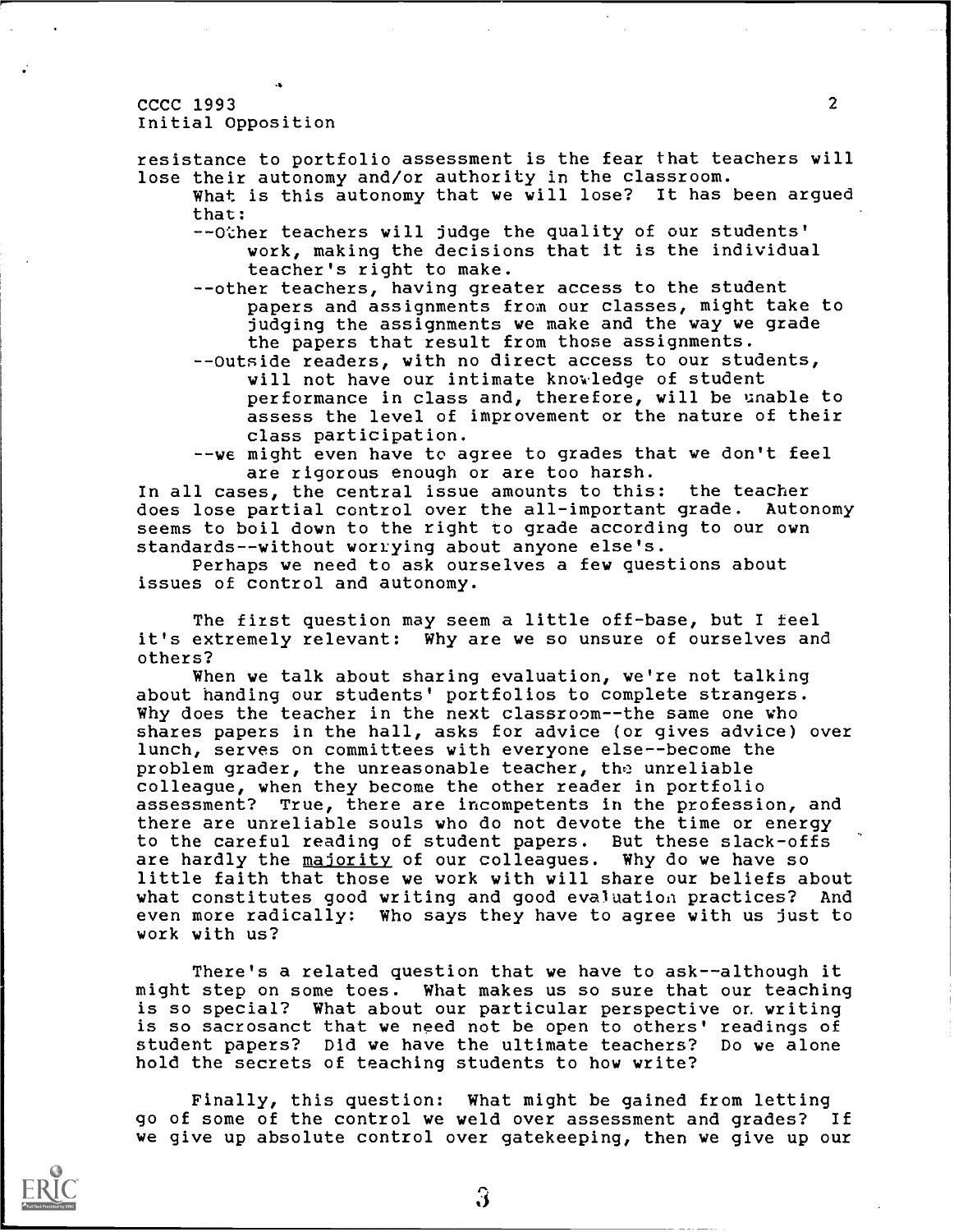resistance to portfolio assessment is the fear that teachers will lose their autonomy and/or authority in the classroom.

What is this autonomy that we will lose? It has been argued that:

--Other teachers will judge the quality of our students' work, making the decisions that it is the individual teacher's right to make.

--other teachers, having greater access to the student papers and assignments from our classes, might take to judging the assignments we make and the way we grade the papers that result from those assignments.

--Outside readers, with no direct access to our students, will not have our intimate knowledge of student performance in class and, therefore, will be unable to assess the level of improvement or the nature of their class participation.

--we might even have to agree to grades that we don't feel are rigorous enough or are too harsh.

In all cases, the central issue amounts to this: the teacher does lose partial control over the all-important grade. Autonomy seems to boil down to the right to grade according to our own standards--without worrying about anyone else's.

Perhaps we need to ask ourselves a few questions about issues of control and autonomy.

The first question may seem a little off-base, but I feel it's extremely relevant: Why are we so unsure of ourselves and others?

When we talk about sharing evaluation, we're not talking about handing our students' portfolios to complete strangers. Why does the teacher in the next classroom--the same one who shares papers in the hall, asks for advice (or gives advice) over lunch, serves on committees with everyone else--become the problem grader, the unreasonable teacher, the unreliable colleague, when they become the other reader in portfolio assessment? True, there are incompetents in the profession, and there are unreliable souls who do not devote the time or energy to the careful reading of student papers. But these slack-offs are hardly the <u>majority</u> of our colleagues. Why do we have so little faith that those we work with will share our beliefs about what constitutes good writing and good evaluation practices? And even more radically: Who says they have to agree with us just to work with us?

There's a related question that we have to ask--although it might step on some toes. What makes us so sure that our teaching is so special? What about our particular perspective on writing is so sacrosanct that we need not be open to others' readings of student papers? Did we have the ultimate teachers? Do we alone hold the secrets of teaching students to how write?

Finally, this question: What might be gained from letting go of some of the control we weld over assessment and grades? If we give up absolute control over gatekeeping, then we give up our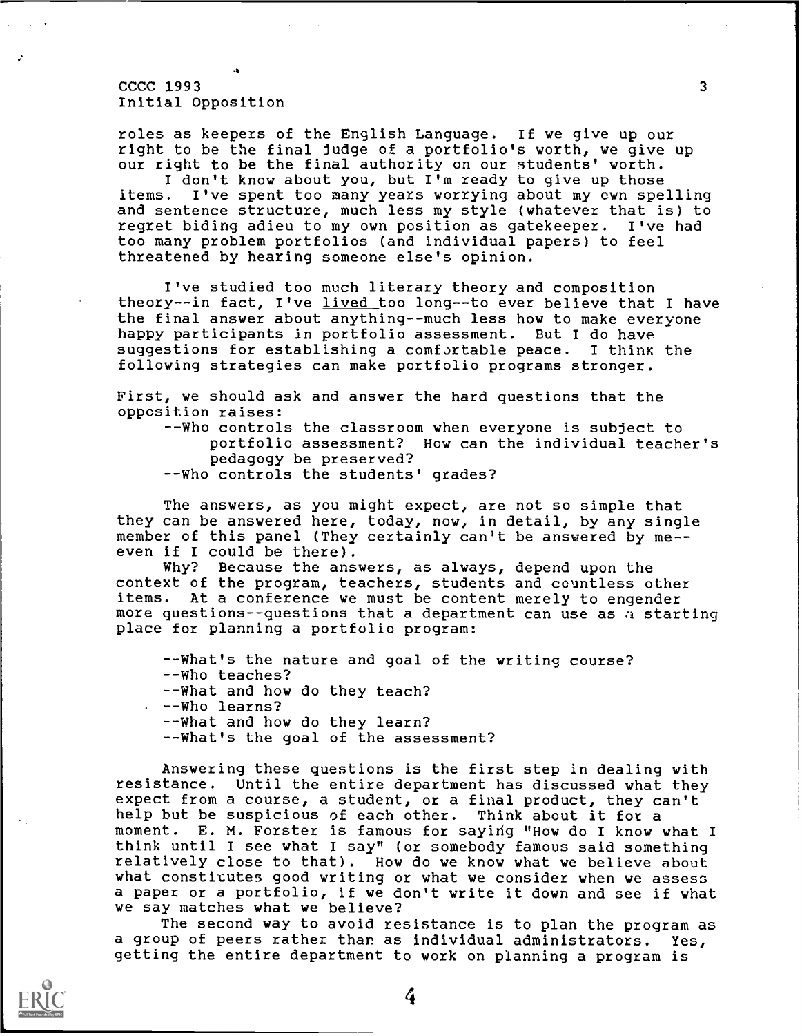roles as keepers of the English Language. If we give up our right to be the final judge of a portfolio's worth, we give up our right to be the final authority on our students' worth.

I don't know about you, but I'm ready to give up those items. I've spent too many years worrying about my own spelling and sentence structure, much less my style (whatever that is) to regret biding adieu to my own position as gatekeeper. I've had too many problem portfolios (and individual papers) to feel threatened by hearing someone else's opinion.

I've studied too much literary theory and composition theory--in fact, I've lived too long--to ever believe that I have the final answer about anything--much less how to make everyone happy participants in portfolio assessment. But I do have suggestions for establishing a comfortable peace. I think the following strategies can make portfolio programs stronger.

First, we should ask and answer the hard questions that the opposition raises:

- --Who controls the classroom when everyone is subject to portfolio assessment? How can the individual teacher's pedagogy be preserved?
- --Who controls the students' grades?

The answers, as you might expect, are not so simple that they can be answered here, today, now, in detail, by any single member of this panel (They certainly can't be answered by me--even if I could be there).

Why? Because the answers, as always, depend upon the context of the program, teachers, students and countless other items. At a conference we must be content merely to engender more questions--questions that a department can use as a starting place for planning a portfolio program:

- --What's the nature and goal of the writing course?
- --Who teaches?
- --What and how do they teach?
- --Who learns?
- --What and how do they learn?
- --What's the goal of the assessment?

Answering these questions is the first step in dealing with resistance. Until the entire department has discussed what they expect from a course, a student, or a final product, they can't help but be suspicious of each other. Think about it for a moment. E. M. Forster is famous for saying "How do I know what I think until I see what I say" (or somebody famous said something relatively close to that). How do we know what we believe about what constitutes good writing or what we consider when we assess a paper or a portfolio, if we don't write it down and see if what we say matches what we believe?

The second way to avoid resistance is to plan the program as a group of peers rather than as individual administrators. Yes, getting the entire department to work on planning a program is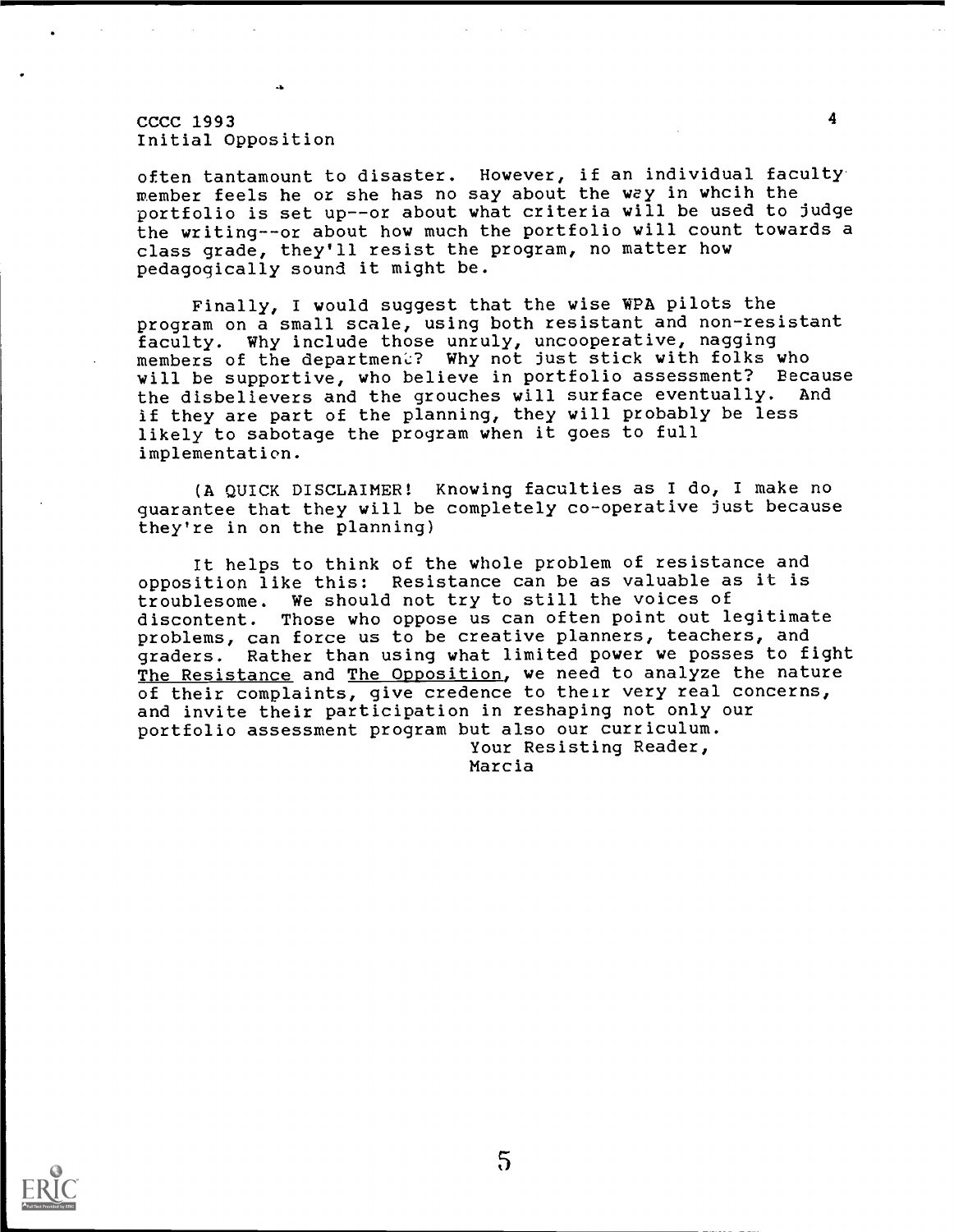often tantamount to disaster. However, if an individual faculty member feels he or she has no say about the way in whcih the portfolio is set up--or about what criteria will be used to judge the writing--or about how much the portfolio will count towards a class grade, they'll resist the program, no matter how pedagogically sound it might be.

Finally, I would suggest that the wise WPA pilots the program on a small scale, using both resistant and non-resistant faculty. Why include those unruly, uncooperative, nagging members of the department? Why not just stick with folks who will be supportive, who believe in portfolio assessment? Because the disbelievers and the grouches will surface eventually. And if they are part of the planning, they will probably be less likely to sabotage the program when it goes to full implementation.

(A QUICK DISCLAIMER! Knowing faculties as I do, I make no guarantee that they will be completely co-operative just because they're in on the planning)

It helps to think of the whole problem of resistance and opposition like this: Resistance can be as valuable as it is troublesome. We should not try to still the voices of discontent. Those who oppose us can often point out legitimate problems, can force us to be creative planners, teachers, and graders. Rather than using what limited power we posses to fight The Resistance and The Opposition, we need to analyze the nature of their complaints, give credence to their very real concerns, and invite their participation in reshaping not only our portfolio assessment program but also our curriculum.

Your Resisting Reader,
Marcia